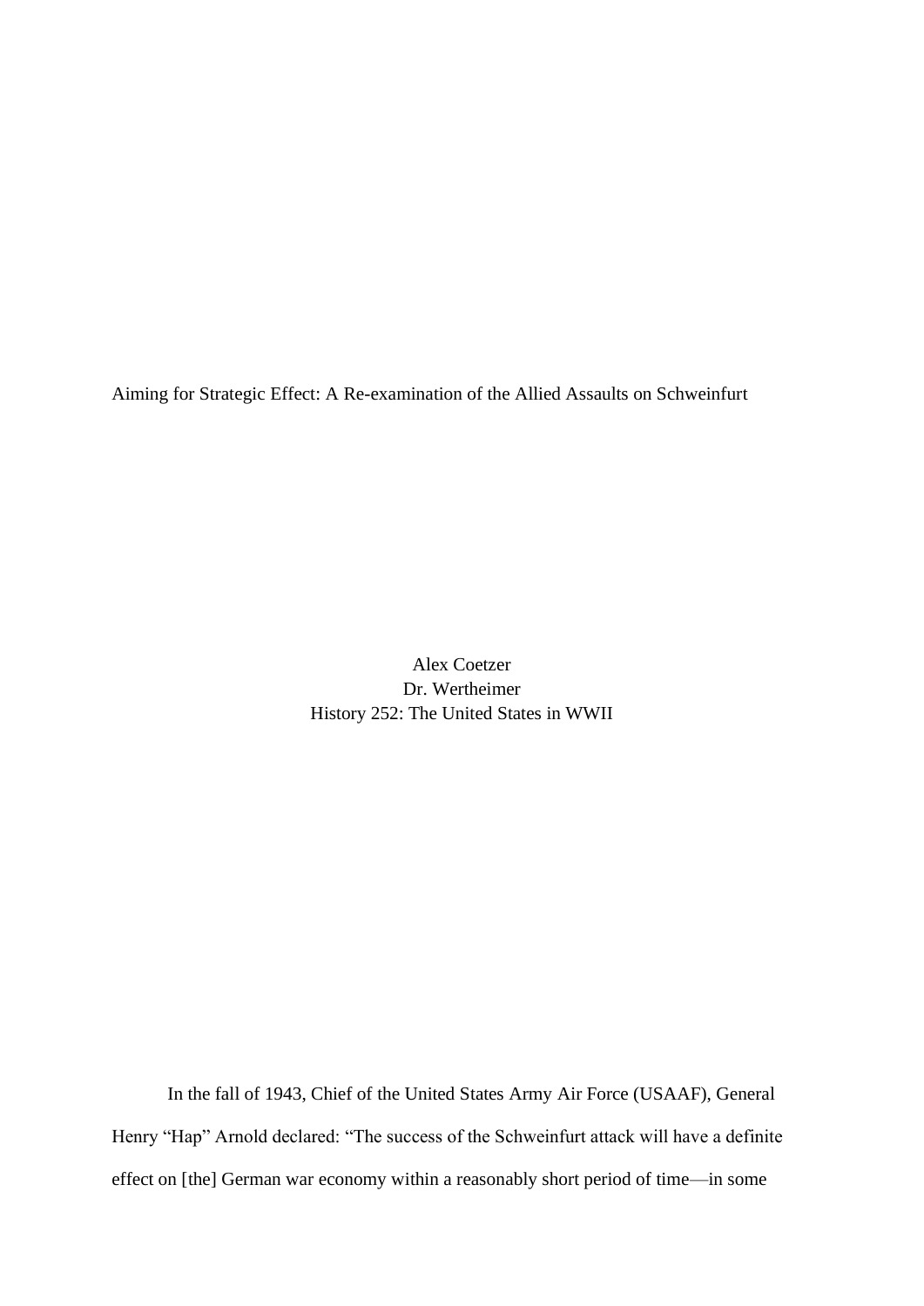# Aiming for Strategic Effect: A Re-examination of the Allied Assaults on Schweinfurt

Alex Coetzer
Dr. Wertheimer
History 252: The United States in WWII

In the fall of 1943, Chief of the United States Army Air Force (USAAF), General Henry "Hap" Arnold declared: "The success of the Schweinfurt attack will have a definite effect on [the] German war economy within a reasonably short period of time—in some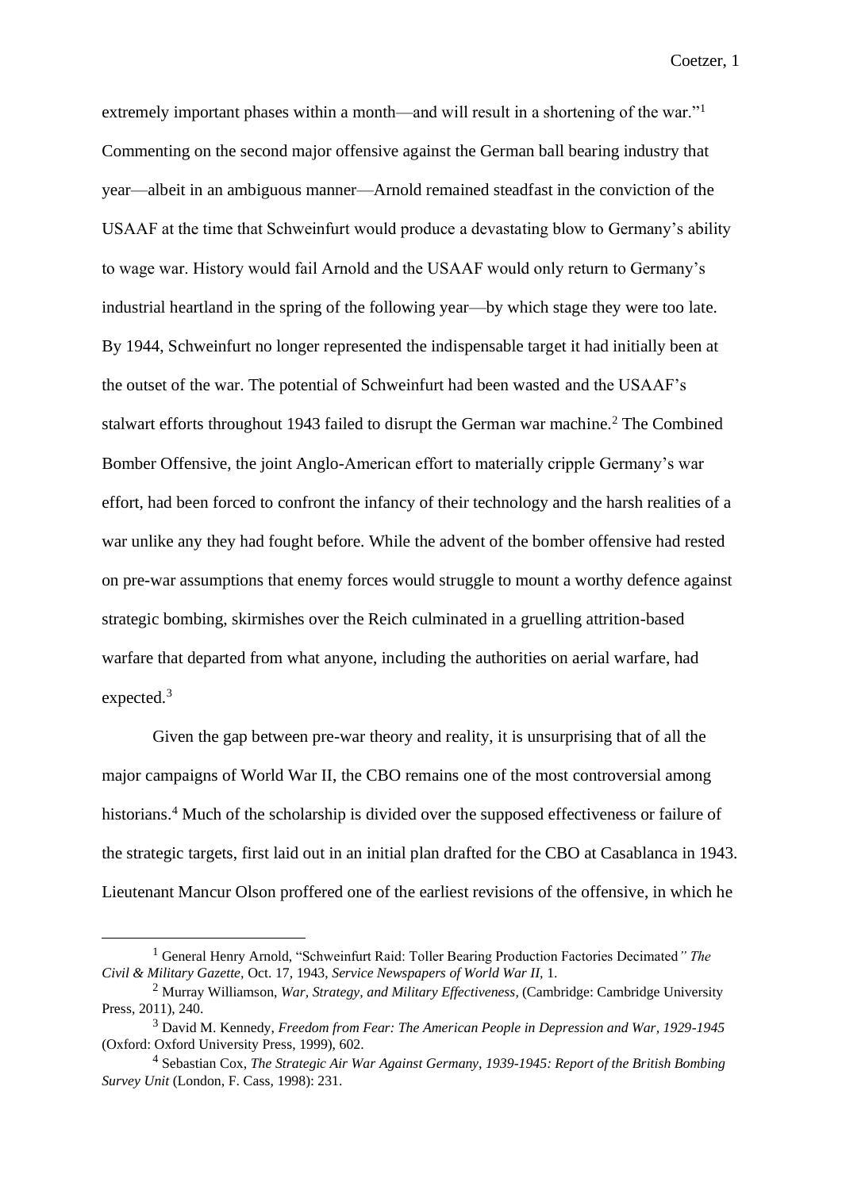extremely important phases within a month—and will result in a shortening of the war."[1] Commenting on the second major offensive against the German ball bearing industry that year—albeit in an ambiguous manner—Arnold remained steadfast in the conviction of the USAAF at the time that Schweinfurt would produce a devastating blow to Germany's ability to wage war. History would fail Arnold and the USAAF would only return to Germany's industrial heartland in the spring of the following year—by which stage they were too late. By 1944, Schweinfurt no longer represented the indispensable target it had initially been at the outset of the war. The potential of Schweinfurt had been wasted and the USAAF's stalwart efforts throughout 1943 failed to disrupt the German war machine.[2] The Combined Bomber Offensive, the joint Anglo-American effort to materially cripple Germany's war effort, had been forced to confront the infancy of their technology and the harsh realities of a war unlike any they had fought before. While the advent of the bomber offensive had rested on pre-war assumptions that enemy forces would struggle to mount a worthy defence against strategic bombing, skirmishes over the Reich culminated in a gruelling attrition-based warfare that departed from what anyone, including the authorities on aerial warfare, had expected.[3]

Given the gap between pre-war theory and reality, it is unsurprising that of all the major campaigns of World War II, the CBO remains one of the most controversial among historians.[4] Much of the scholarship is divided over the supposed effectiveness or failure of the strategic targets, first laid out in an initial plan drafted for the CBO at Casablanca in 1943. Lieutenant Mancur Olson proffered one of the earliest revisions of the offensive, in which he

---

[1] General Henry Arnold, "Schweinfurt Raid: Toller Bearing Production Factories Decimated*" The Civil & Military Gazette*, Oct. 17, 1943, *Service Newspapers of World War II*, 1.

[2] Murray Williamson, *War, Strategy, and Military Effectiveness*, (Cambridge: Cambridge University Press, 2011), 240.

[3] David M. Kennedy, *Freedom from Fear: The American People in Depression and War, 1929-1945* (Oxford: Oxford University Press, 1999), 602.

[4] Sebastian Cox, *The Strategic Air War Against Germany, 1939-1945: Report of the British Bombing Survey Unit* (London, F. Cass, 1998): 231.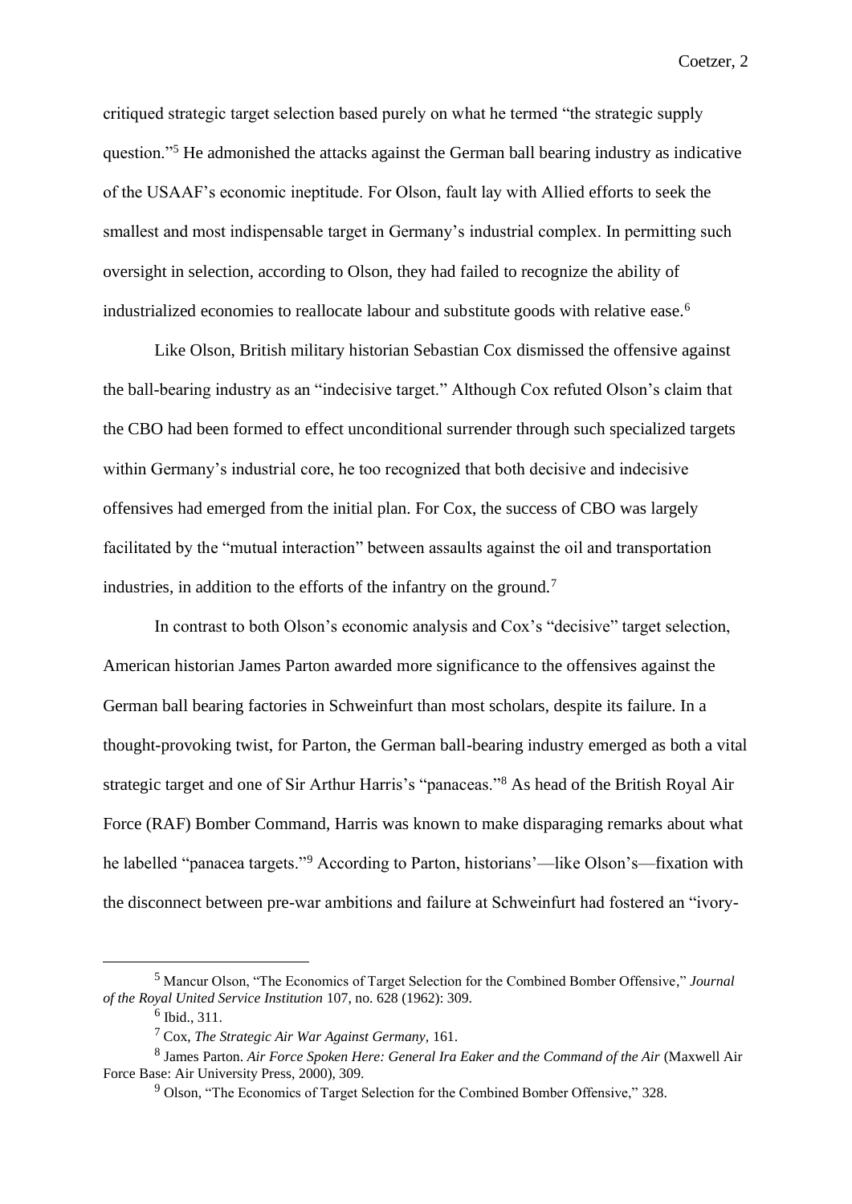critiqued strategic target selection based purely on what he termed "the strategic supply question."[5] He admonished the attacks against the German ball bearing industry as indicative of the USAAF's economic ineptitude. For Olson, fault lay with Allied efforts to seek the smallest and most indispensable target in Germany's industrial complex. In permitting such oversight in selection, according to Olson, they had failed to recognize the ability of industrialized economies to reallocate labour and substitute goods with relative ease.[6]

Like Olson, British military historian Sebastian Cox dismissed the offensive against the ball-bearing industry as an "indecisive target." Although Cox refuted Olson's claim that the CBO had been formed to effect unconditional surrender through such specialized targets within Germany's industrial core, he too recognized that both decisive and indecisive offensives had emerged from the initial plan. For Cox, the success of CBO was largely facilitated by the "mutual interaction" between assaults against the oil and transportation industries, in addition to the efforts of the infantry on the ground.[7]

In contrast to both Olson's economic analysis and Cox's "decisive" target selection, American historian James Parton awarded more significance to the offensives against the German ball bearing factories in Schweinfurt than most scholars, despite its failure. In a thought-provoking twist, for Parton, the German ball-bearing industry emerged as both a vital strategic target and one of Sir Arthur Harris's "panaceas."[8] As head of the British Royal Air Force (RAF) Bomber Command, Harris was known to make disparaging remarks about what he labelled "panacea targets."[9] According to Parton, historians'—like Olson's—fixation with the disconnect between pre-war ambitions and failure at Schweinfurt had fostered an "ivory-

---

[5] Mancur Olson, "The Economics of Target Selection for the Combined Bomber Offensive," *Journal of the Royal United Service Institution* 107, no. 628 (1962): 309.

[6] Ibid., 311.

[7] Cox, *The Strategic Air War Against Germany*, 161.

[8] James Parton. *Air Force Spoken Here: General Ira Eaker and the Command of the Air* (Maxwell Air Force Base: Air University Press, 2000), 309.

[9] Olson, "The Economics of Target Selection for the Combined Bomber Offensive," 328.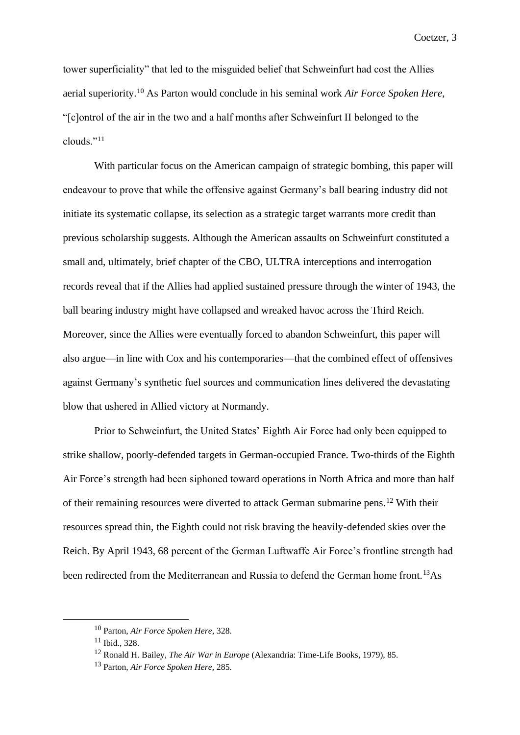tower superficiality" that led to the misguided belief that Schweinfurt had cost the Allies aerial superiority.[10] As Parton would conclude in his seminal work *Air Force Spoken Here*, "[c]ontrol of the air in the two and a half months after Schweinfurt II belonged to the clouds."[11]

With particular focus on the American campaign of strategic bombing, this paper will endeavour to prove that while the offensive against Germany's ball bearing industry did not initiate its systematic collapse, its selection as a strategic target warrants more credit than previous scholarship suggests. Although the American assaults on Schweinfurt constituted a small and, ultimately, brief chapter of the CBO, ULTRA interceptions and interrogation records reveal that if the Allies had applied sustained pressure through the winter of 1943, the ball bearing industry might have collapsed and wreaked havoc across the Third Reich. Moreover, since the Allies were eventually forced to abandon Schweinfurt, this paper will also argue—in line with Cox and his contemporaries—that the combined effect of offensives against Germany's synthetic fuel sources and communication lines delivered the devastating blow that ushered in Allied victory at Normandy.

Prior to Schweinfurt, the United States' Eighth Air Force had only been equipped to strike shallow, poorly-defended targets in German-occupied France. Two-thirds of the Eighth Air Force's strength had been siphoned toward operations in North Africa and more than half of their remaining resources were diverted to attack German submarine pens.[12] With their resources spread thin, the Eighth could not risk braving the heavily-defended skies over the Reich. By April 1943, 68 percent of the German Luftwaffe Air Force's frontline strength had been redirected from the Mediterranean and Russia to defend the German home front.[13]As

[10] Parton, *Air Force Spoken Here*, 328.

[11] Ibid., 328.

[12] Ronald H. Bailey, *The Air War in Europe* (Alexandria: Time-Life Books, 1979), 85.

[13] Parton, *Air Force Spoken Here*, 285.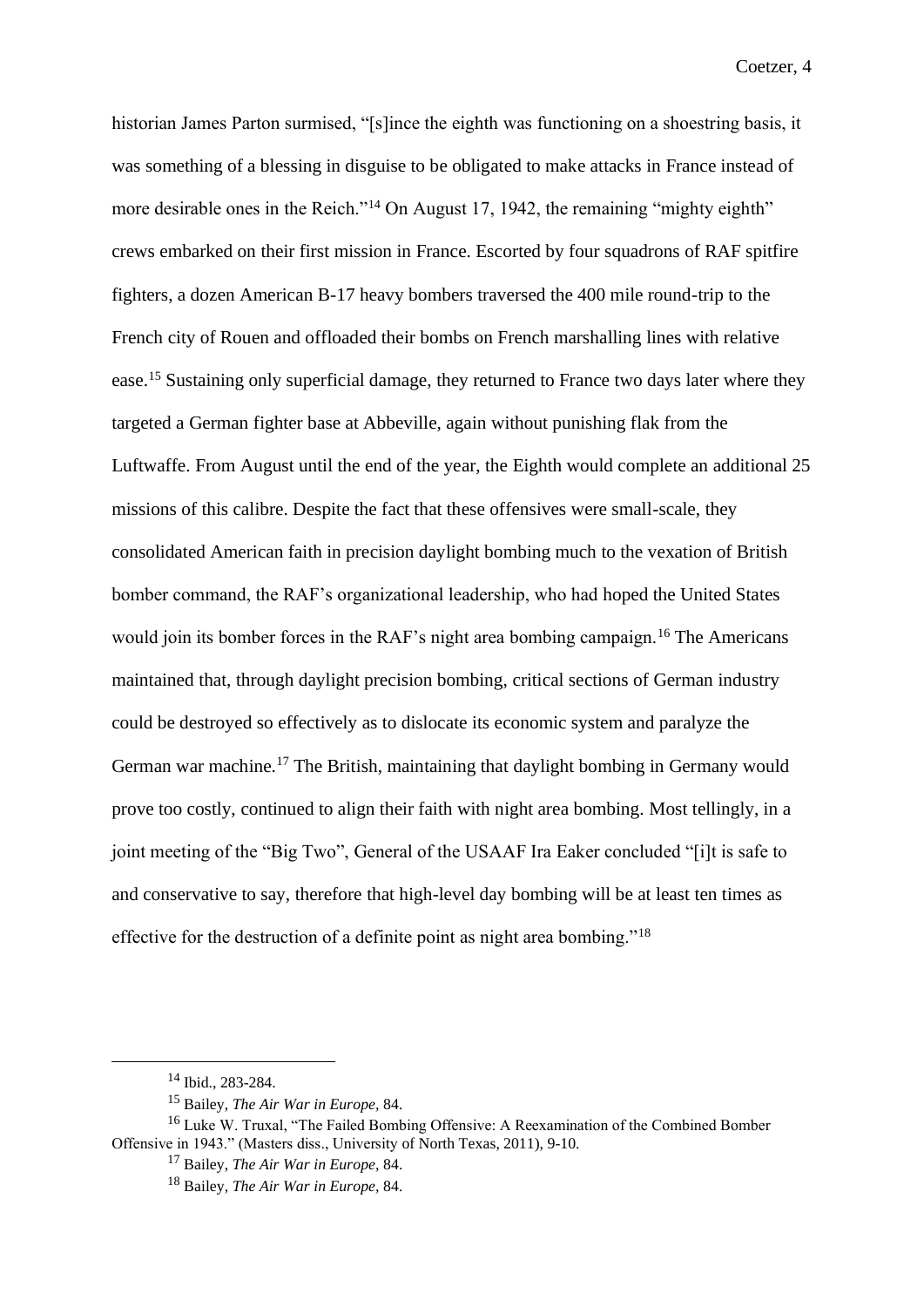historian James Parton surmised, "[s]ince the eighth was functioning on a shoestring basis, it was something of a blessing in disguise to be obligated to make attacks in France instead of more desirable ones in the Reich."[14] On August 17, 1942, the remaining "mighty eighth" crews embarked on their first mission in France. Escorted by four squadrons of RAF spitfire fighters, a dozen American B-17 heavy bombers traversed the 400 mile round-trip to the French city of Rouen and offloaded their bombs on French marshalling lines with relative ease.[15] Sustaining only superficial damage, they returned to France two days later where they targeted a German fighter base at Abbeville, again without punishing flak from the Luftwaffe. From August until the end of the year, the Eighth would complete an additional 25 missions of this calibre. Despite the fact that these offensives were small-scale, they consolidated American faith in precision daylight bombing much to the vexation of British bomber command, the RAF's organizational leadership, who had hoped the United States would join its bomber forces in the RAF's night area bombing campaign.[16] The Americans maintained that, through daylight precision bombing, critical sections of German industry could be destroyed so effectively as to dislocate its economic system and paralyze the German war machine.[17] The British, maintaining that daylight bombing in Germany would prove too costly, continued to align their faith with night area bombing. Most tellingly, in a joint meeting of the "Big Two", General of the USAAF Ira Eaker concluded "[i]t is safe to and conservative to say, therefore that high-level day bombing will be at least ten times as effective for the destruction of a definite point as night area bombing."[18]

---

[14] Ibid., 283-284.

[15] Bailey, *The Air War in Europe*, 84.

[16] Luke W. Truxal, "The Failed Bombing Offensive: A Reexamination of the Combined Bomber Offensive in 1943." (Masters diss., University of North Texas, 2011), 9-10.

[17] Bailey, *The Air War in Europe*, 84.

[18] Bailey, *The Air War in Europe*, 84.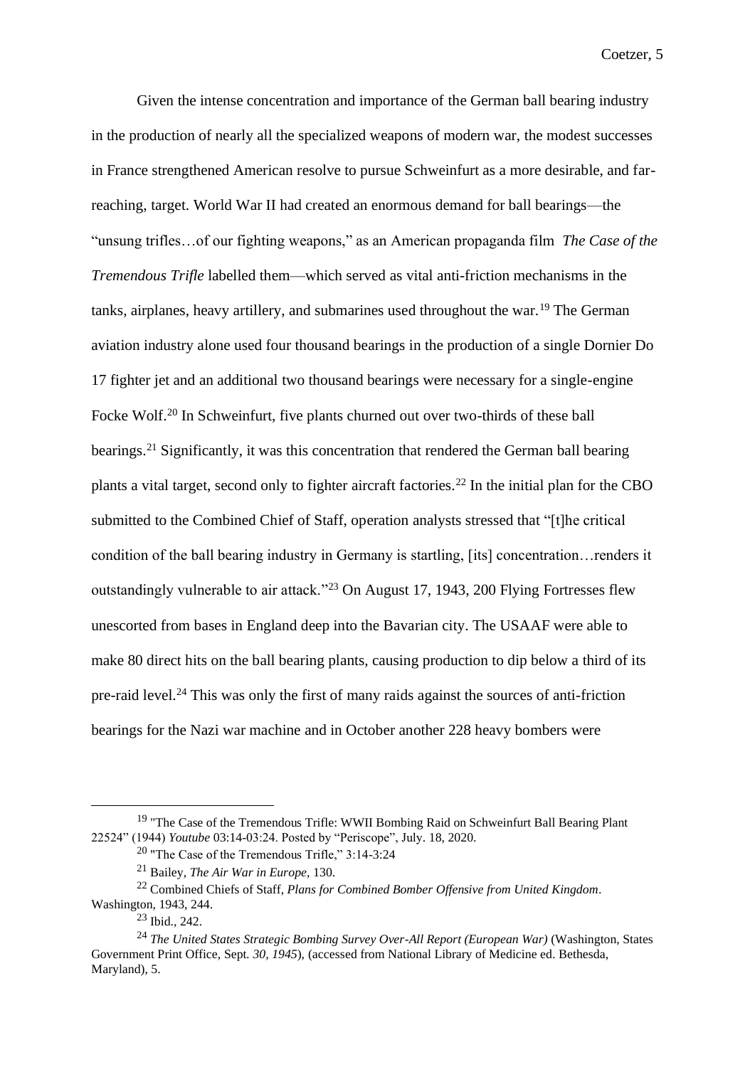Given the intense concentration and importance of the German ball bearing industry in the production of nearly all the specialized weapons of modern war, the modest successes in France strengthened American resolve to pursue Schweinfurt as a more desirable, and far-reaching, target. World War II had created an enormous demand for ball bearings—the "unsung trifles…of our fighting weapons," as an American propaganda film *The Case of the Tremendous Trifle* labelled them—which served as vital anti-friction mechanisms in the tanks, airplanes, heavy artillery, and submarines used throughout the war.[19] The German aviation industry alone used four thousand bearings in the production of a single Dornier Do 17 fighter jet and an additional two thousand bearings were necessary for a single-engine Focke Wolf.[20] In Schweinfurt, five plants churned out over two-thirds of these ball bearings.[21] Significantly, it was this concentration that rendered the German ball bearing plants a vital target, second only to fighter aircraft factories.[22] In the initial plan for the CBO submitted to the Combined Chief of Staff, operation analysts stressed that "[t]he critical condition of the ball bearing industry in Germany is startling, [its] concentration…renders it outstandingly vulnerable to air attack."[23] On August 17, 1943, 200 Flying Fortresses flew unescorted from bases in England deep into the Bavarian city. The USAAF were able to make 80 direct hits on the ball bearing plants, causing production to dip below a third of its pre-raid level.[24] This was only the first of many raids against the sources of anti-friction bearings for the Nazi war machine and in October another 228 heavy bombers were

---

[19] "The Case of the Tremendous Trifle: WWII Bombing Raid on Schweinfurt Ball Bearing Plant 22524" (1944) *Youtube* 03:14-03:24. Posted by "Periscope", July. 18, 2020.

[20] "The Case of the Tremendous Trifle," 3:14-3:24

[21] Bailey, *The Air War in Europe*, 130.

[22] Combined Chiefs of Staff, *Plans for Combined Bomber Offensive from United Kingdom*. Washington, 1943, 244.

[23] Ibid., 242.

[24] *The United States Strategic Bombing Survey Over-All Report (European War)* (Washington, States Government Print Office, Sept. *30, 1945*), (accessed from National Library of Medicine ed. Bethesda, Maryland), 5.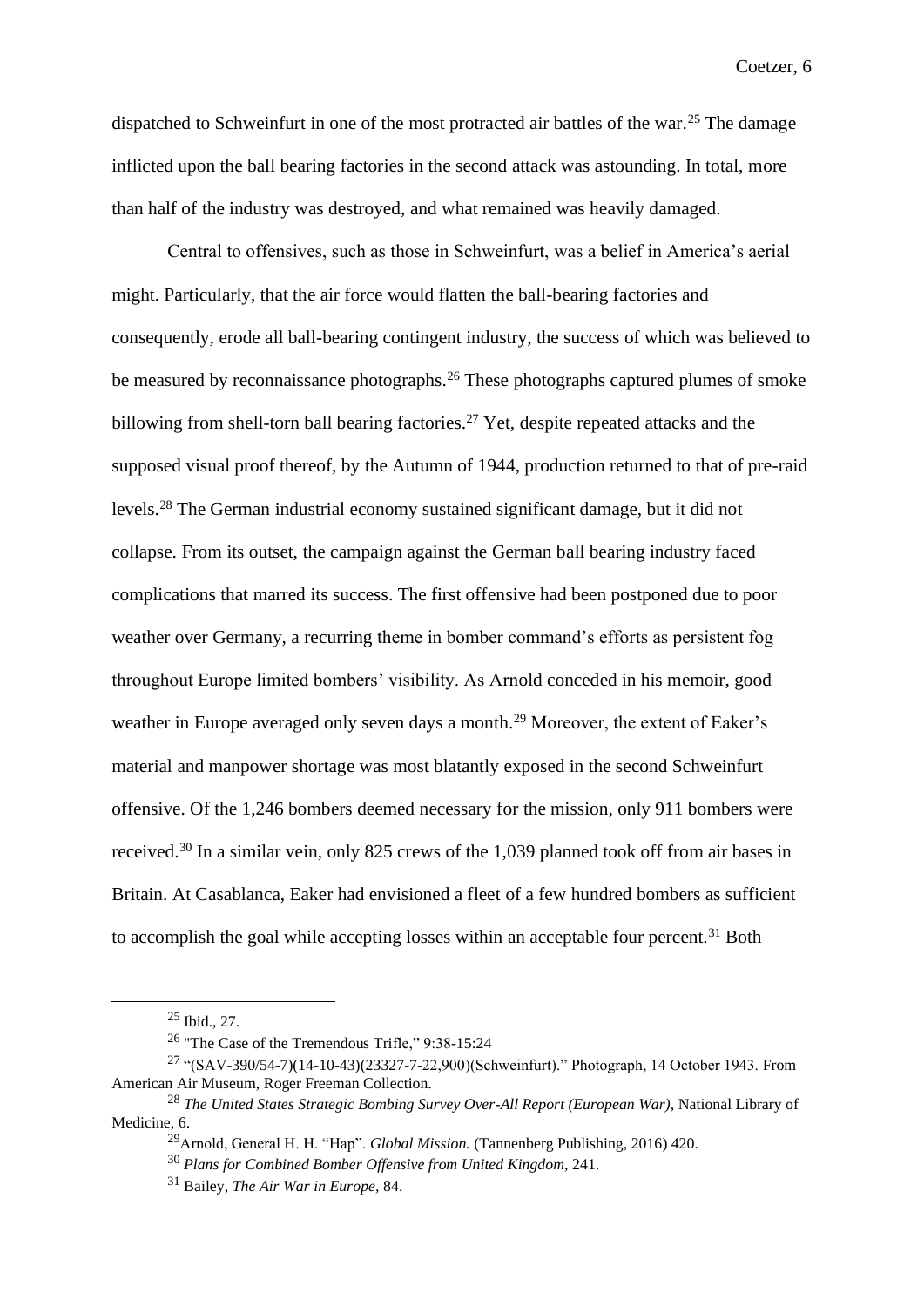dispatched to Schweinfurt in one of the most protracted air battles of the war.[25] The damage inflicted upon the ball bearing factories in the second attack was astounding. In total, more than half of the industry was destroyed, and what remained was heavily damaged.

Central to offensives, such as those in Schweinfurt, was a belief in America's aerial might. Particularly, that the air force would flatten the ball-bearing factories and consequently, erode all ball-bearing contingent industry, the success of which was believed to be measured by reconnaissance photographs.[26] These photographs captured plumes of smoke billowing from shell-torn ball bearing factories.[27] Yet, despite repeated attacks and the supposed visual proof thereof, by the Autumn of 1944, production returned to that of pre-raid levels.[28] The German industrial economy sustained significant damage, but it did not collapse. From its outset, the campaign against the German ball bearing industry faced complications that marred its success. The first offensive had been postponed due to poor weather over Germany, a recurring theme in bomber command's efforts as persistent fog throughout Europe limited bombers' visibility. As Arnold conceded in his memoir, good weather in Europe averaged only seven days a month.[29] Moreover, the extent of Eaker's material and manpower shortage was most blatantly exposed in the second Schweinfurt offensive. Of the 1,246 bombers deemed necessary for the mission, only 911 bombers were received.[30] In a similar vein, only 825 crews of the 1,039 planned took off from air bases in Britain. At Casablanca, Eaker had envisioned a fleet of a few hundred bombers as sufficient to accomplish the goal while accepting losses within an acceptable four percent.[31] Both

---

[25] Ibid., 27.

[26] "The Case of the Tremendous Trifle," 9:38-15:24

[27] "(SAV-390/54-7)(14-10-43)(23327-7-22,900)(Schweinfurt)." Photograph, 14 October 1943. From American Air Museum, Roger Freeman Collection.

[28] *The United States Strategic Bombing Survey Over-All Report (European War)*, National Library of Medicine, 6.

[29] Arnold, General H. H. "Hap". *Global Mission.* (Tannenberg Publishing, 2016) 420.

[30] *Plans for Combined Bomber Offensive from United Kingdom*, 241.

[31] Bailey, *The Air War in Europe*, 84.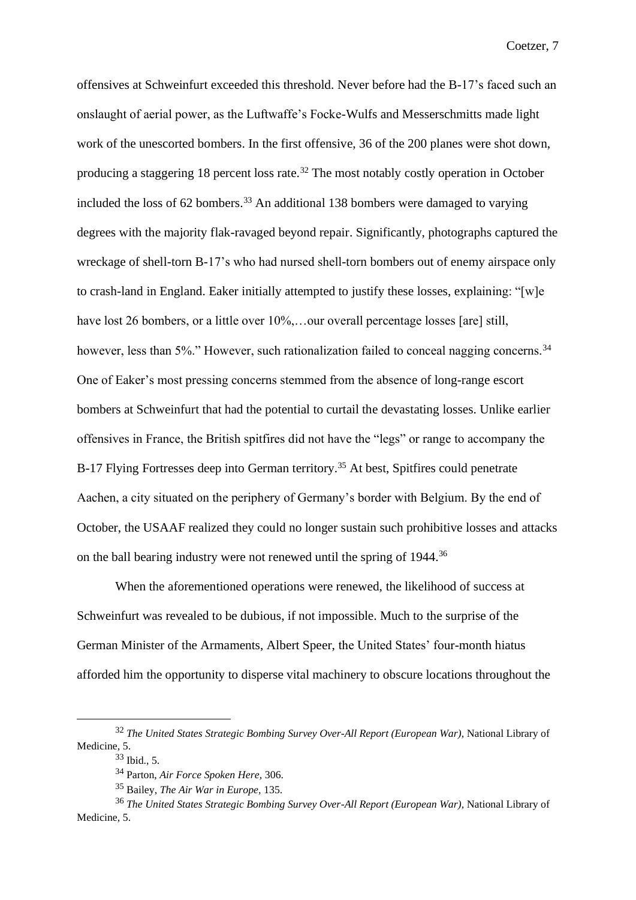offensives at Schweinfurt exceeded this threshold. Never before had the B-17's faced such an onslaught of aerial power, as the Luftwaffe's Focke-Wulfs and Messerschmitts made light work of the unescorted bombers. In the first offensive, 36 of the 200 planes were shot down, producing a staggering 18 percent loss rate.[32] The most notably costly operation in October included the loss of 62 bombers.[33] An additional 138 bombers were damaged to varying degrees with the majority flak-ravaged beyond repair. Significantly, photographs captured the wreckage of shell-torn B-17's who had nursed shell-torn bombers out of enemy airspace only to crash-land in England. Eaker initially attempted to justify these losses, explaining: "[w]e have lost 26 bombers, or a little over 10%,…our overall percentage losses [are] still, however, less than 5%." However, such rationalization failed to conceal nagging concerns.[34] One of Eaker's most pressing concerns stemmed from the absence of long-range escort bombers at Schweinfurt that had the potential to curtail the devastating losses. Unlike earlier offensives in France, the British spitfires did not have the "legs" or range to accompany the B-17 Flying Fortresses deep into German territory.[35] At best, Spitfires could penetrate Aachen, a city situated on the periphery of Germany's border with Belgium. By the end of October, the USAAF realized they could no longer sustain such prohibitive losses and attacks on the ball bearing industry were not renewed until the spring of 1944.[36]

When the aforementioned operations were renewed, the likelihood of success at Schweinfurt was revealed to be dubious, if not impossible. Much to the surprise of the German Minister of the Armaments, Albert Speer, the United States' four-month hiatus afforded him the opportunity to disperse vital machinery to obscure locations throughout the

---

[32] *The United States Strategic Bombing Survey Over-All Report (European War)*, National Library of Medicine, 5.

[33] Ibid., 5.

[34] Parton, *Air Force Spoken Here*, 306.

[35] Bailey, *The Air War in Europe*, 135.

[36] *The United States Strategic Bombing Survey Over-All Report (European War)*, National Library of Medicine, 5.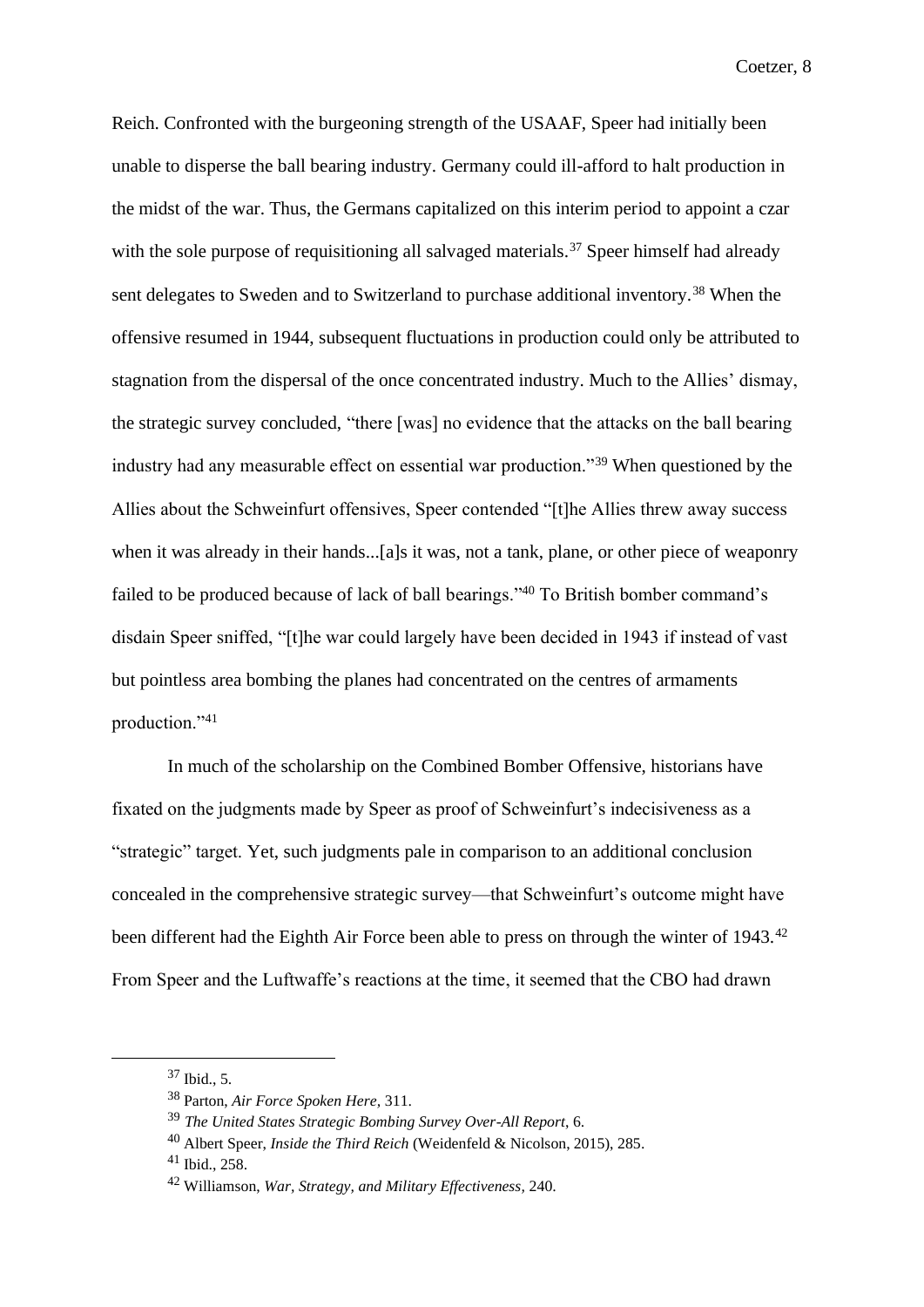Reich. Confronted with the burgeoning strength of the USAAF, Speer had initially been unable to disperse the ball bearing industry. Germany could ill-afford to halt production in the midst of the war. Thus, the Germans capitalized on this interim period to appoint a czar with the sole purpose of requisitioning all salvaged materials.[37] Speer himself had already sent delegates to Sweden and to Switzerland to purchase additional inventory.[38] When the offensive resumed in 1944, subsequent fluctuations in production could only be attributed to stagnation from the dispersal of the once concentrated industry. Much to the Allies' dismay, the strategic survey concluded, "there [was] no evidence that the attacks on the ball bearing industry had any measurable effect on essential war production."[39] When questioned by the Allies about the Schweinfurt offensives, Speer contended "[t]he Allies threw away success when it was already in their hands...[a]s it was, not a tank, plane, or other piece of weaponry failed to be produced because of lack of ball bearings."[40] To British bomber command's disdain Speer sniffed, "[t]he war could largely have been decided in 1943 if instead of vast but pointless area bombing the planes had concentrated on the centres of armaments production."[41]

In much of the scholarship on the Combined Bomber Offensive, historians have fixated on the judgments made by Speer as proof of Schweinfurt's indecisiveness as a "strategic" target. Yet, such judgments pale in comparison to an additional conclusion concealed in the comprehensive strategic survey—that Schweinfurt's outcome might have been different had the Eighth Air Force been able to press on through the winter of 1943.[42] From Speer and the Luftwaffe's reactions at the time, it seemed that the CBO had drawn

---

[37] Ibid., 5.

[38] Parton, *Air Force Spoken Here*, 311.

[39] *The United States Strategic Bombing Survey Over-All Report*, 6.

[40] Albert Speer, *Inside the Third Reich* (Weidenfeld & Nicolson, 2015), 285.

[41] Ibid., 258.

[42] Williamson, *War, Strategy, and Military Effectiveness*, 240.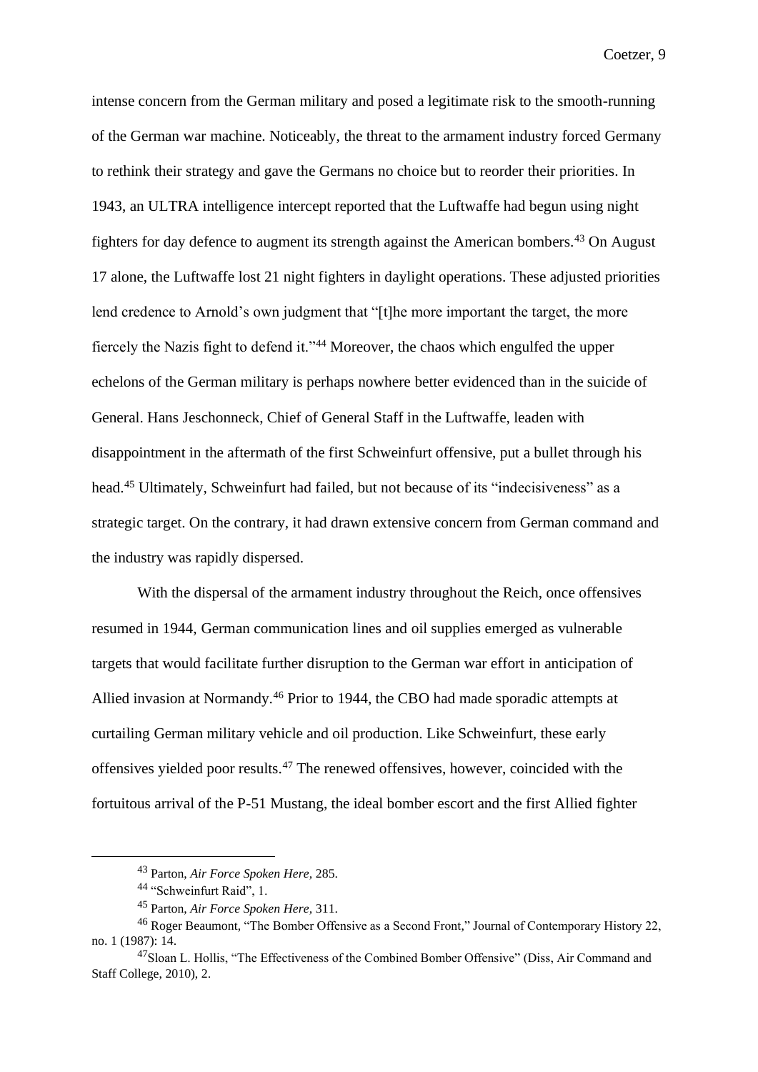intense concern from the German military and posed a legitimate risk to the smooth-running of the German war machine. Noticeably, the threat to the armament industry forced Germany to rethink their strategy and gave the Germans no choice but to reorder their priorities. In 1943, an ULTRA intelligence intercept reported that the Luftwaffe had begun using night fighters for day defence to augment its strength against the American bombers.[43] On August 17 alone, the Luftwaffe lost 21 night fighters in daylight operations. These adjusted priorities lend credence to Arnold's own judgment that "[t]he more important the target, the more fiercely the Nazis fight to defend it."[44] Moreover, the chaos which engulfed the upper echelons of the German military is perhaps nowhere better evidenced than in the suicide of General. Hans Jeschonneck, Chief of General Staff in the Luftwaffe, leaden with disappointment in the aftermath of the first Schweinfurt offensive, put a bullet through his head.[45] Ultimately, Schweinfurt had failed, but not because of its "indecisiveness" as a strategic target. On the contrary, it had drawn extensive concern from German command and the industry was rapidly dispersed.

With the dispersal of the armament industry throughout the Reich, once offensives resumed in 1944, German communication lines and oil supplies emerged as vulnerable targets that would facilitate further disruption to the German war effort in anticipation of Allied invasion at Normandy.[46] Prior to 1944, the CBO had made sporadic attempts at curtailing German military vehicle and oil production. Like Schweinfurt, these early offensives yielded poor results.[47] The renewed offensives, however, coincided with the fortuitous arrival of the P-51 Mustang, the ideal bomber escort and the first Allied fighter

---

[43] Parton, *Air Force Spoken Here*, 285.

[44] "Schweinfurt Raid", 1.

[45] Parton, *Air Force Spoken Here*, 311.

[46] Roger Beaumont, "The Bomber Offensive as a Second Front," Journal of Contemporary History 22, no. 1 (1987): 14.

[47] Sloan L. Hollis, "The Effectiveness of the Combined Bomber Offensive" (Diss, Air Command and Staff College, 2010), 2.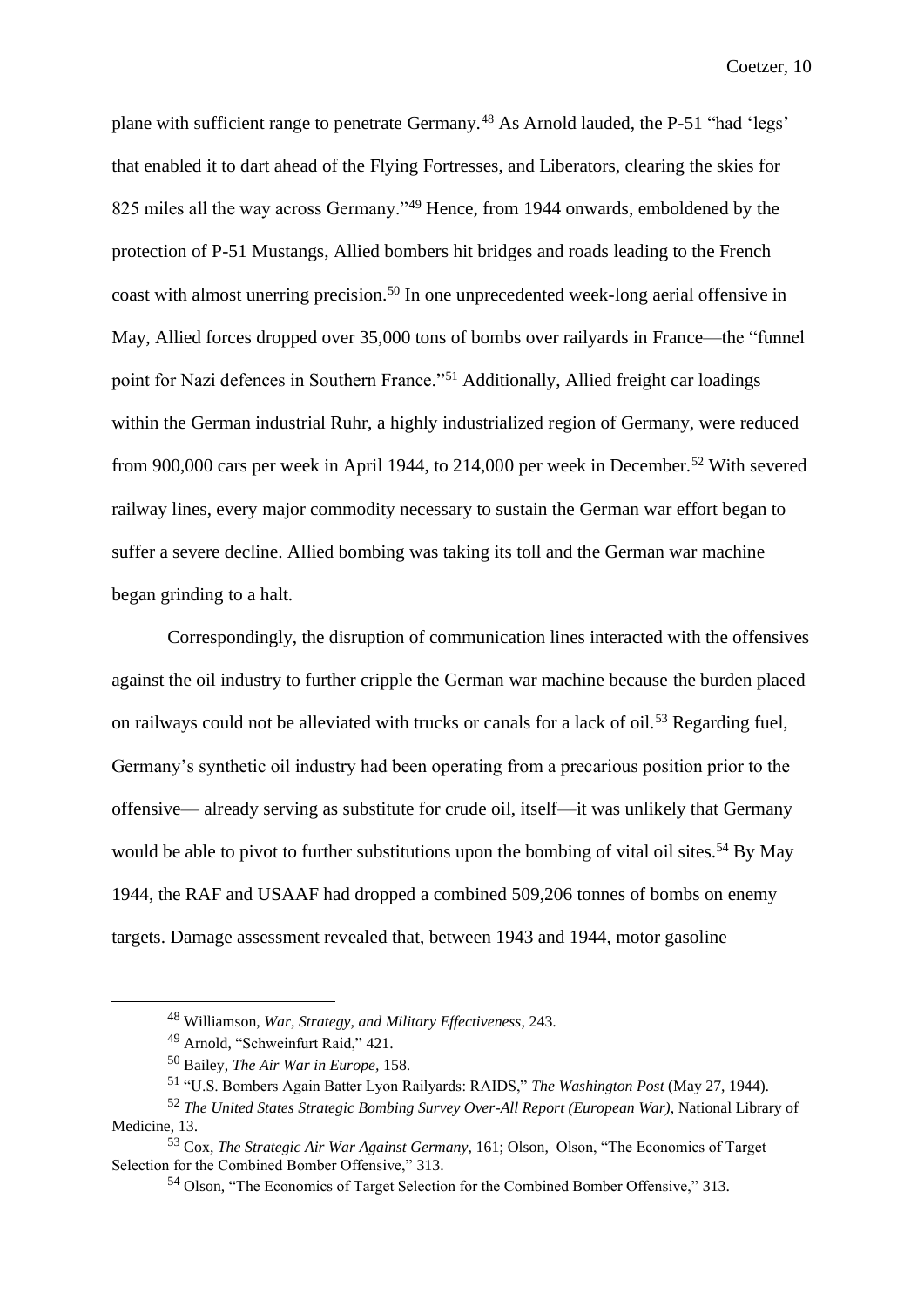plane with sufficient range to penetrate Germany.[48] As Arnold lauded, the P-51 "had 'legs' that enabled it to dart ahead of the Flying Fortresses, and Liberators, clearing the skies for 825 miles all the way across Germany."[49] Hence, from 1944 onwards, emboldened by the protection of P-51 Mustangs, Allied bombers hit bridges and roads leading to the French coast with almost unerring precision.[50] In one unprecedented week-long aerial offensive in May, Allied forces dropped over 35,000 tons of bombs over railyards in France—the "funnel point for Nazi defences in Southern France."[51] Additionally, Allied freight car loadings within the German industrial Ruhr, a highly industrialized region of Germany, were reduced from 900,000 cars per week in April 1944, to 214,000 per week in December.[52] With severed railway lines, every major commodity necessary to sustain the German war effort began to suffer a severe decline. Allied bombing was taking its toll and the German war machine began grinding to a halt.

Correspondingly, the disruption of communication lines interacted with the offensives against the oil industry to further cripple the German war machine because the burden placed on railways could not be alleviated with trucks or canals for a lack of oil.[53] Regarding fuel, Germany's synthetic oil industry had been operating from a precarious position prior to the offensive— already serving as substitute for crude oil, itself—it was unlikely that Germany would be able to pivot to further substitutions upon the bombing of vital oil sites.[54] By May 1944, the RAF and USAAF had dropped a combined 509,206 tonnes of bombs on enemy targets. Damage assessment revealed that, between 1943 and 1944, motor gasoline

---

[48] Williamson, *War, Strategy, and Military Effectiveness*, 243.

[49] Arnold, "Schweinfurt Raid," 421.

[50] Bailey, *The Air War in Europe*, 158.

[51] "U.S. Bombers Again Batter Lyon Railyards: RAIDS," *The Washington Post* (May 27, 1944).

[52] *The United States Strategic Bombing Survey Over-All Report (European War)*, National Library of Medicine, 13.

[53] Cox, *The Strategic Air War Against Germany,* 161; Olson, Olson, "The Economics of Target Selection for the Combined Bomber Offensive," 313.

[54] Olson, "The Economics of Target Selection for the Combined Bomber Offensive," 313.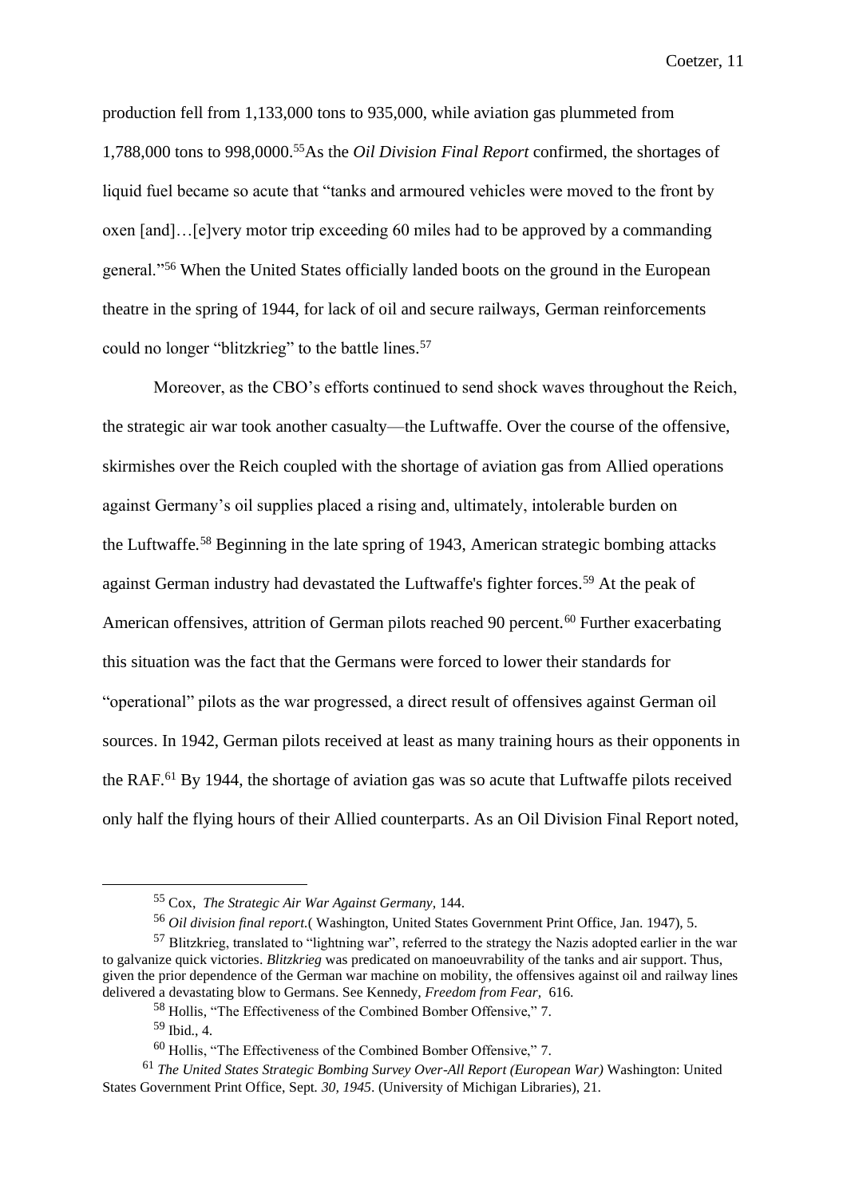production fell from 1,133,000 tons to 935,000, while aviation gas plummeted from 1,788,000 tons to 998,0000.[55]As the *Oil Division Final Report* confirmed, the shortages of liquid fuel became so acute that "tanks and armoured vehicles were moved to the front by oxen [and]…[e]very motor trip exceeding 60 miles had to be approved by a commanding general."[56] When the United States officially landed boots on the ground in the European theatre in the spring of 1944, for lack of oil and secure railways, German reinforcements could no longer "blitzkrieg" to the battle lines.[57]

Moreover, as the CBO's efforts continued to send shock waves throughout the Reich, the strategic air war took another casualty—the Luftwaffe. Over the course of the offensive, skirmishes over the Reich coupled with the shortage of aviation gas from Allied operations against Germany's oil supplies placed a rising and, ultimately, intolerable burden on the Luftwaffe.[58] Beginning in the late spring of 1943, American strategic bombing attacks against German industry had devastated the Luftwaffe's fighter forces.[59] At the peak of American offensives, attrition of German pilots reached 90 percent.[60] Further exacerbating this situation was the fact that the Germans were forced to lower their standards for "operational" pilots as the war progressed, a direct result of offensives against German oil sources. In 1942, German pilots received at least as many training hours as their opponents in the RAF.[61] By 1944, the shortage of aviation gas was so acute that Luftwaffe pilots received only half the flying hours of their Allied counterparts. As an Oil Division Final Report noted,

---

[55] Cox, *The Strategic Air War Against Germany,* 144.

[56] *Oil division final report.*( Washington, United States Government Print Office, Jan. 1947), 5.

[57] Blitzkrieg, translated to "lightning war", referred to the strategy the Nazis adopted earlier in the war to galvanize quick victories. *Blitzkrieg* was predicated on manoeuvrability of the tanks and air support. Thus, given the prior dependence of the German war machine on mobility, the offensives against oil and railway lines delivered a devastating blow to Germans. See Kennedy, *Freedom from Fear,* 616.

[58] Hollis, "The Effectiveness of the Combined Bomber Offensive," 7.

[59] Ibid., 4.

[60] Hollis, "The Effectiveness of the Combined Bomber Offensive," 7.

[61] *The United States Strategic Bombing Survey Over-All Report (European War)* Washington: United States Government Print Office, Sept. *30, 1945*. (University of Michigan Libraries), 21.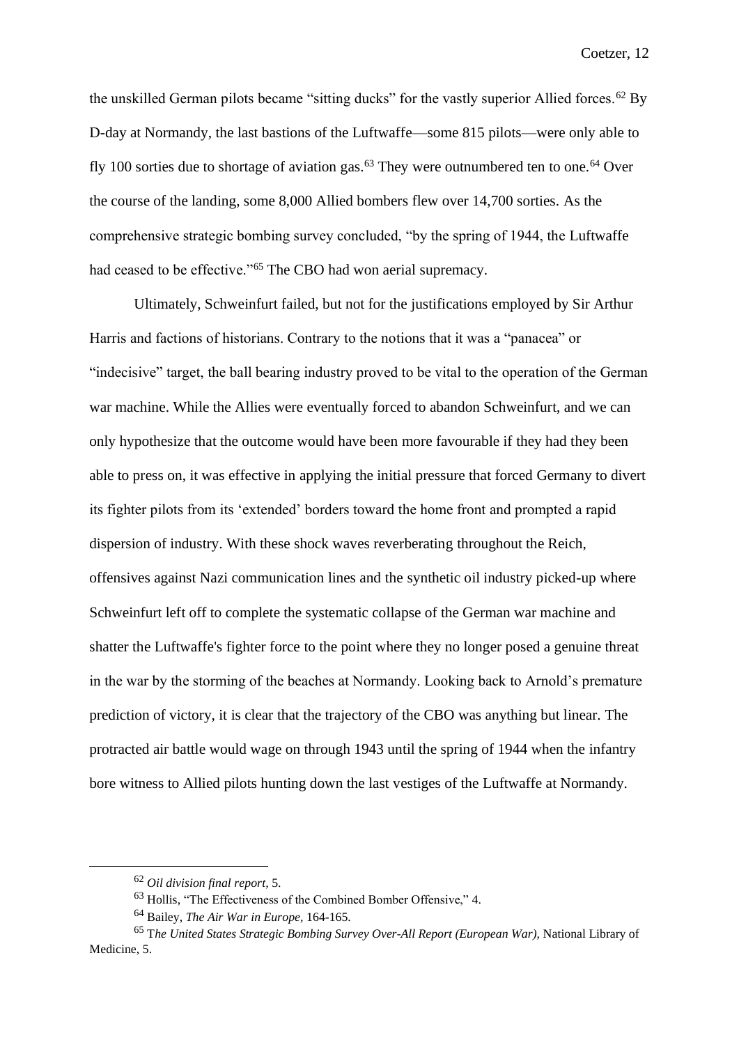the unskilled German pilots became "sitting ducks" for the vastly superior Allied forces.[62] By D-day at Normandy, the last bastions of the Luftwaffe—some 815 pilots—were only able to fly 100 sorties due to shortage of aviation gas.[63] They were outnumbered ten to one.[64] Over the course of the landing, some 8,000 Allied bombers flew over 14,700 sorties. As the comprehensive strategic bombing survey concluded, "by the spring of 1944, the Luftwaffe had ceased to be effective."[65] The CBO had won aerial supremacy.

Ultimately, Schweinfurt failed, but not for the justifications employed by Sir Arthur Harris and factions of historians. Contrary to the notions that it was a "panacea" or "indecisive" target, the ball bearing industry proved to be vital to the operation of the German war machine. While the Allies were eventually forced to abandon Schweinfurt, and we can only hypothesize that the outcome would have been more favourable if they had they been able to press on, it was effective in applying the initial pressure that forced Germany to divert its fighter pilots from its 'extended' borders toward the home front and prompted a rapid dispersion of industry. With these shock waves reverberating throughout the Reich, offensives against Nazi communication lines and the synthetic oil industry picked-up where Schweinfurt left off to complete the systematic collapse of the German war machine and shatter the Luftwaffe's fighter force to the point where they no longer posed a genuine threat in the war by the storming of the beaches at Normandy. Looking back to Arnold's premature prediction of victory, it is clear that the trajectory of the CBO was anything but linear. The protracted air battle would wage on through 1943 until the spring of 1944 when the infantry bore witness to Allied pilots hunting down the last vestiges of the Luftwaffe at Normandy.

---

[62] *Oil division final report*, 5.

[63] Hollis, "The Effectiveness of the Combined Bomber Offensive," 4.

[64] Bailey, *The Air War in Europe*, 164-165.

[65] T*he United States Strategic Bombing Survey Over-All Report (European War)*, National Library of Medicine, 5.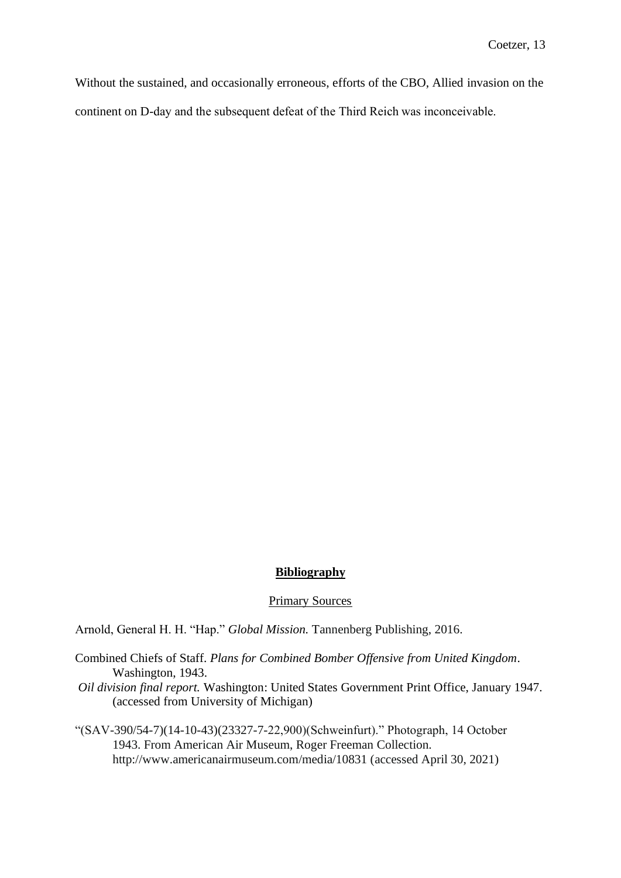Without the sustained, and occasionally erroneous, efforts of the CBO, Allied invasion on the continent on D-day and the subsequent defeat of the Third Reich was inconceivable.

## **Bibliography**

### Primary Sources

Arnold, General H. H. "Hap." *Global Mission.* Tannenberg Publishing, 2016.

Combined Chiefs of Staff. *Plans for Combined Bomber Offensive from United Kingdom*. Washington, 1943.

*Oil division final report.* Washington: United States Government Print Office, January 1947. (accessed from University of Michigan)

"(SAV-390/54-7)(14-10-43)(23327-7-22,900)(Schweinfurt)." Photograph, 14 October 1943. From American Air Museum, Roger Freeman Collection. http://www.americanairmuseum.com/media/10831 (accessed April 30, 2021)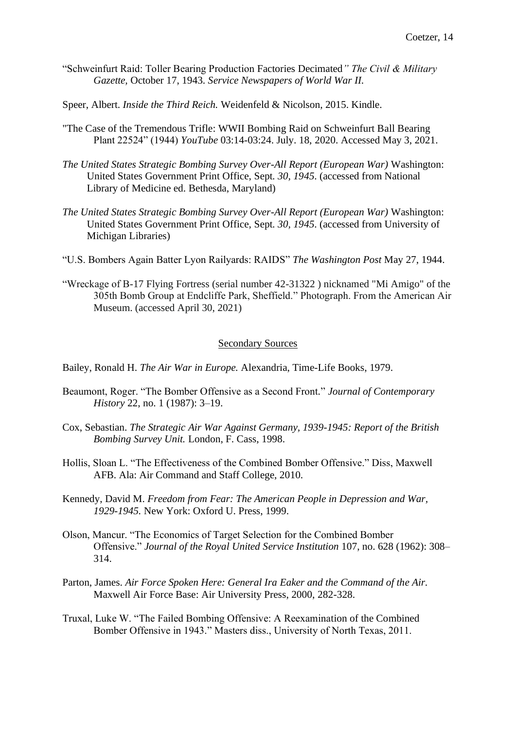"Schweinfurt Raid: Toller Bearing Production Factories Decimated*" The Civil & Military Gazette,* October 17, 1943. *Service Newspapers of World War II.*

Speer, Albert. *Inside the Third Reich.* Weidenfeld & Nicolson, 2015. Kindle.

"The Case of the Tremendous Trifle: WWII Bombing Raid on Schweinfurt Ball Bearing Plant 22524" (1944) *YouTube* 03:14-03:24. July. 18, 2020. Accessed May 3, 2021.

*The United States Strategic Bombing Survey Over-All Report (European War)* Washington: United States Government Print Office, Sept*. 30, 1945*. (accessed from National Library of Medicine ed. Bethesda, Maryland)

*The United States Strategic Bombing Survey Over-All Report (European War)* Washington: United States Government Print Office, Sept*. 30, 1945*. (accessed from University of Michigan Libraries)

"U.S. Bombers Again Batter Lyon Railyards: RAIDS" *The Washington Post* May 27, 1944.

"Wreckage of B-17 Flying Fortress (serial number 42-31322 ) nicknamed "Mi Amigo" of the 305th Bomb Group at Endcliffe Park, Sheffield." Photograph. From the American Air Museum. (accessed April 30, 2021)

## Secondary Sources

Bailey, Ronald H. *The Air War in Europe.* Alexandria, Time-Life Books, 1979.

Beaumont, Roger. "The Bomber Offensive as a Second Front." *Journal of Contemporary History* 22, no. 1 (1987): 3–19.

Cox, Sebastian. *The Strategic Air War Against Germany, 1939-1945: Report of the British Bombing Survey Unit.* London, F. Cass, 1998.

Hollis, Sloan L. "The Effectiveness of the Combined Bomber Offensive." Diss, Maxwell AFB. Ala: Air Command and Staff College, 2010.

Kennedy, David M. *Freedom from Fear: The American People in Depression and War, 1929-1945.* New York: Oxford U. Press, 1999.

Olson, Mancur. "The Economics of Target Selection for the Combined Bomber Offensive." *Journal of the Royal United Service Institution* 107, no. 628 (1962): 308–314.

Parton, James. *Air Force Spoken Here: General Ira Eaker and the Command of the Air.* Maxwell Air Force Base: Air University Press, 2000, 282-328.

Truxal, Luke W. "The Failed Bombing Offensive: A Reexamination of the Combined Bomber Offensive in 1943." Masters diss., University of North Texas, 2011.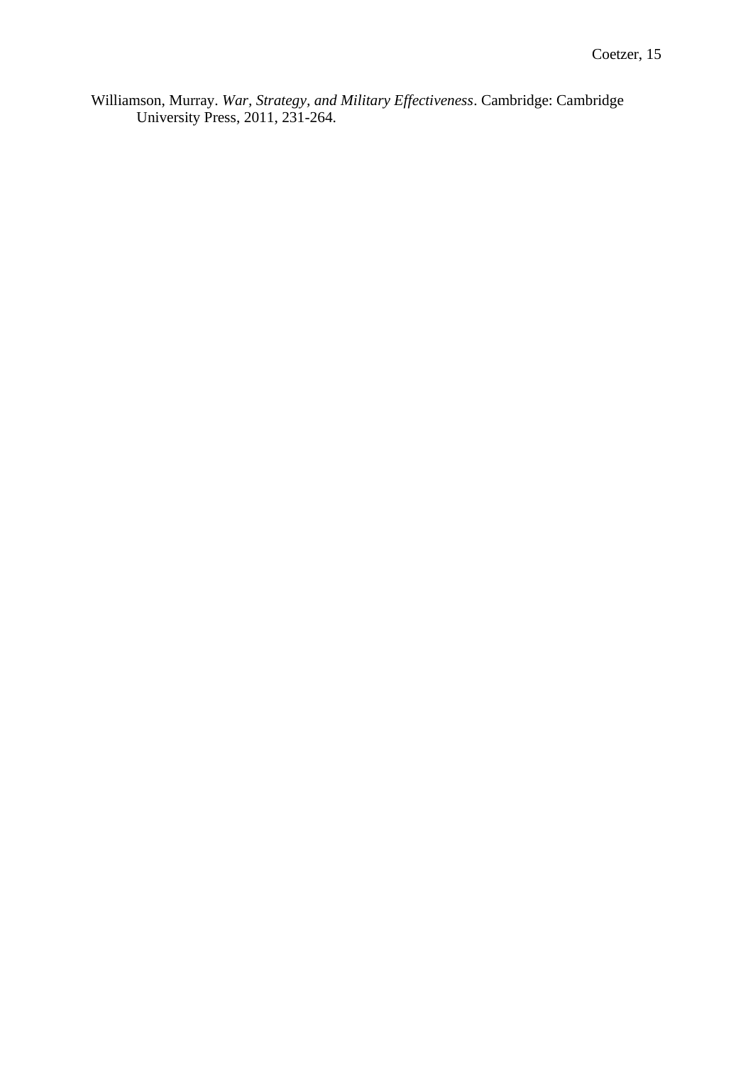Williamson, Murray. *War, Strategy, and Military Effectiveness*. Cambridge: Cambridge University Press, 2011, 231-264.